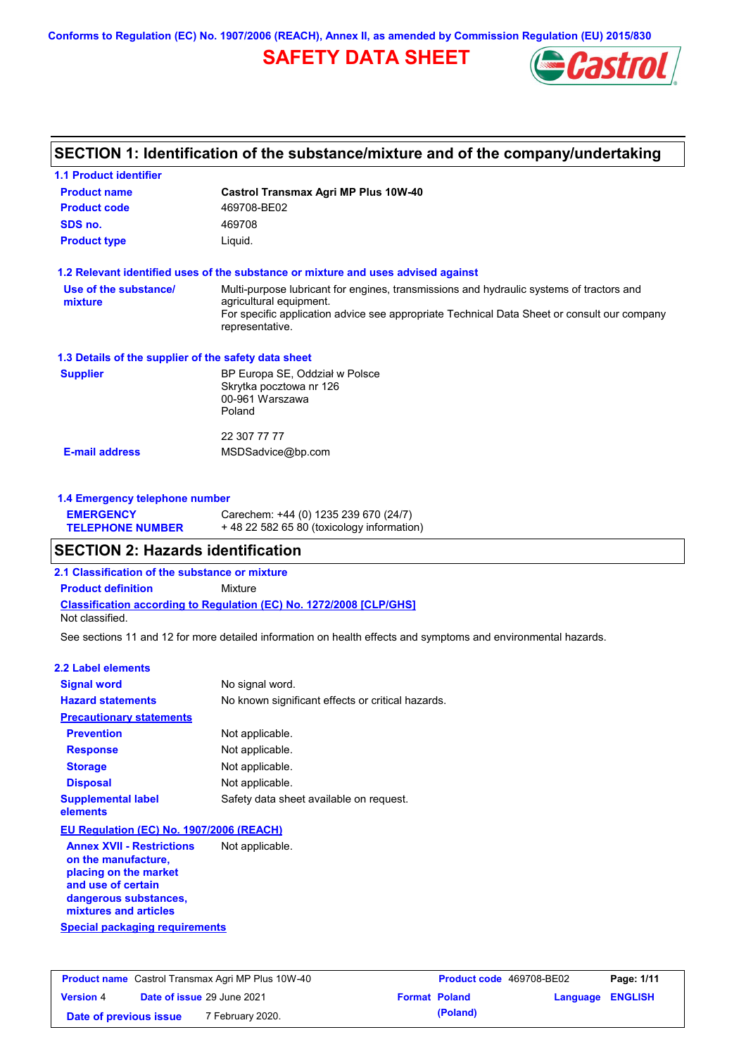Conforms to Regulation (EC) No. 1907/2006 (REACH), Annex II, as amended by Commission Regulation (EU) 2015/830

# SAFETY DATA SHEET

## SECTION 1: Identification of the substance/mixture and of the company/undertaking

### 1.1 Product identifier

| | |
|---|---|
| **Product name** | **Castrol Transmax Agri MP Plus 10W-40** |
| **Product code** | 469708-BE02 |
| **SDS no.** | 469708 |
| **Product type** | Liquid. |

### 1.2 Relevant identified uses of the substance or mixture and uses advised against

**Use of the substance/ mixture**: Multi-purpose lubricant for engines, transmissions and hydraulic systems of tractors and agricultural equipment.
For specific application advice see appropriate Technical Data Sheet or consult our company representative.

### 1.3 Details of the supplier of the safety data sheet

**Supplier**: BP Europa SE, Oddział w Polsce
Skrytka pocztowa nr 126
00-961 Warszawa
Poland

22 307 77 77

**E-mail address**: MSDSadvice@bp.com

### 1.4 Emergency telephone number

**EMERGENCY TELEPHONE NUMBER**: Carechem: +44 (0) 1235 239 670 (24/7)
+ 48 22 582 65 80 (toxicology information)

## SECTION 2: Hazards identification

### 2.1 Classification of the substance or mixture

**Product definition**: Mixture

**Classification according to Regulation (EC) No. 1272/2008 [CLP/GHS]**
Not classified.

See sections 11 and 12 for more detailed information on health effects and symptoms and environmental hazards.

### 2.2 Label elements

| | |
|---|---|
| **Signal word** | No signal word. |
| **Hazard statements** | No known significant effects or critical hazards. |

**Precautionary statements**

| | |
|---|---|
| **Prevention** | Not applicable. |
| **Response** | Not applicable. |
| **Storage** | Not applicable. |
| **Disposal** | Not applicable. |
| **Supplemental label elements** | Safety data sheet available on request. |

**EU Regulation (EC) No. 1907/2006 (REACH)**

**Annex XVII - Restrictions on the manufacture, placing on the market and use of certain dangerous substances, mixtures and articles**: Not applicable.

**Special packaging requirements**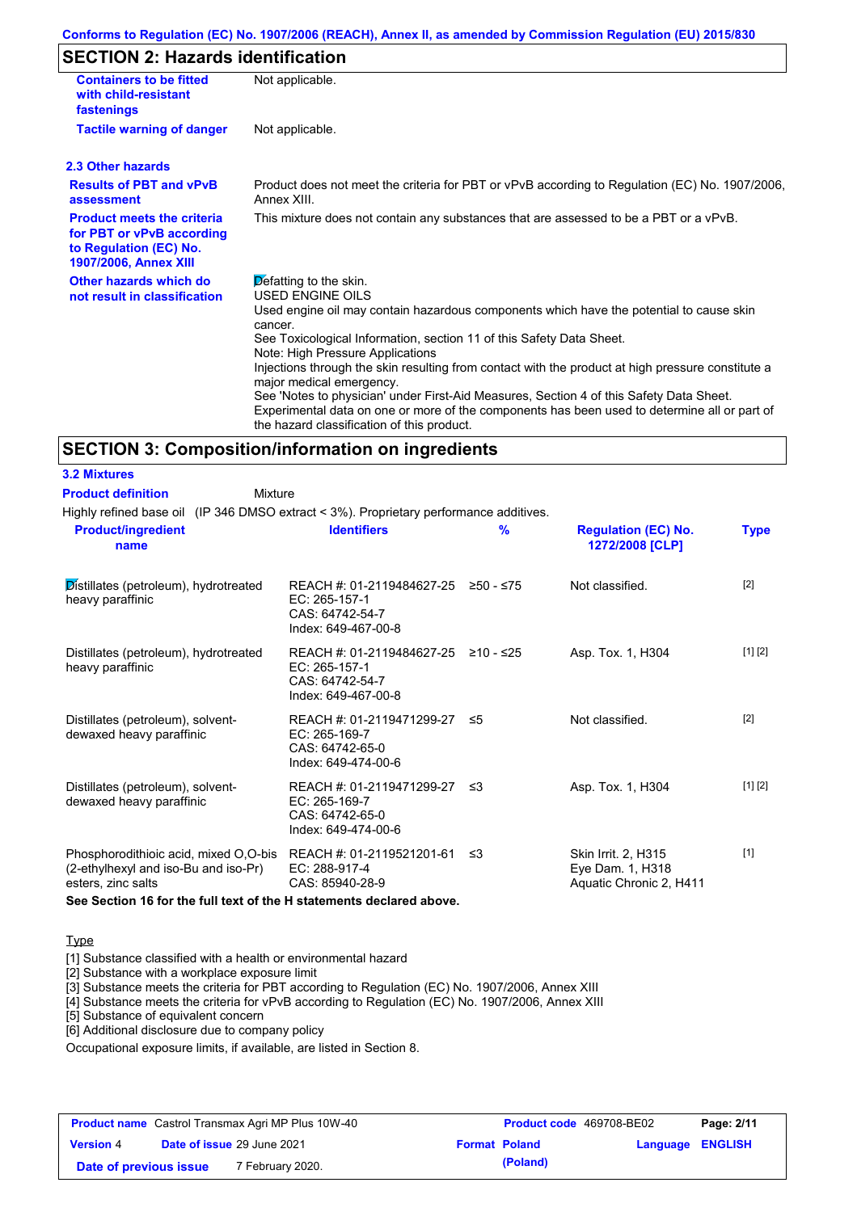## SECTION 2: Hazards identification

| | |
|---|---|
| **Containers to be fitted with child-resistant fastenings** | Not applicable. |
| **Tactile warning of danger** | Not applicable. |

### 2.3 Other hazards

| | |
|---|---|
| **Results of PBT and vPvB assessment** | Product does not meet the criteria for PBT or vPvB according to Regulation (EC) No. 1907/2006, Annex XIII. |
| **Product meets the criteria for PBT or vPvB according to Regulation (EC) No. 1907/2006, Annex XIII** | This mixture does not contain any substances that are assessed to be a PBT or a vPvB. |
| **Other hazards which do not result in classification** | Defatting to the skin.<br>USED ENGINE OILS<br>Used engine oil may contain hazardous components which have the potential to cause skin cancer.<br>See Toxicological Information, section 11 of this Safety Data Sheet.<br>Note: High Pressure Applications<br>Injections through the skin resulting from contact with the product at high pressure constitute a major medical emergency.<br>See 'Notes to physician' under First-Aid Measures, Section 4 of this Safety Data Sheet.<br>Experimental data on one or more of the components has been used to determine all or part of the hazard classification of this product. |

## SECTION 3: Composition/information on ingredients

### 3.2 Mixtures

**Product definition** Mixture

Highly refined base oil (IP 346 DMSO extract < 3%). Proprietary performance additives.

| Product/ingredient name | Identifiers | % | Regulation (EC) No. 1272/2008 [CLP] | Type |
|---|---|---|---|---|
| Distillates (petroleum), hydrotreated heavy paraffinic | REACH #: 01-2119484627-25<br>EC: 265-157-1<br>CAS: 64742-54-7<br>Index: 649-467-00-8 | ≥50 - ≤75 | Not classified. | [2] |
| Distillates (petroleum), hydrotreated heavy paraffinic | REACH #: 01-2119484627-25<br>EC: 265-157-1<br>CAS: 64742-54-7<br>Index: 649-467-00-8 | ≥10 - ≤25 | Asp. Tox. 1, H304 | [1] [2] |
| Distillates (petroleum), solvent-dewaxed heavy paraffinic | REACH #: 01-2119471299-27<br>EC: 265-169-7<br>CAS: 64742-65-0<br>Index: 649-474-00-6 | ≤5 | Not classified. | [2] |
| Distillates (petroleum), solvent-dewaxed heavy paraffinic | REACH #: 01-2119471299-27<br>EC: 265-169-7<br>CAS: 64742-65-0<br>Index: 649-474-00-6 | ≤3 | Asp. Tox. 1, H304 | [1] [2] |
| Phosphorodithioic acid, mixed O,O-bis (2-ethylhexyl and iso-Bu and iso-Pr) esters, zinc salts | REACH #: 01-2119521201-61<br>EC: 288-917-4<br>CAS: 85940-28-9 | ≤3 | Skin Irrit. 2, H315<br>Eye Dam. 1, H318<br>Aquatic Chronic 2, H411 | [1] |

**See Section 16 for the full text of the H statements declared above.**

Type

[1] Substance classified with a health or environmental hazard
[2] Substance with a workplace exposure limit
[3] Substance meets the criteria for PBT according to Regulation (EC) No. 1907/2006, Annex XIII
[4] Substance meets the criteria for vPvB according to Regulation (EC) No. 1907/2006, Annex XIII
[5] Substance of equivalent concern
[6] Additional disclosure due to company policy

Occupational exposure limits, if available, are listed in Section 8.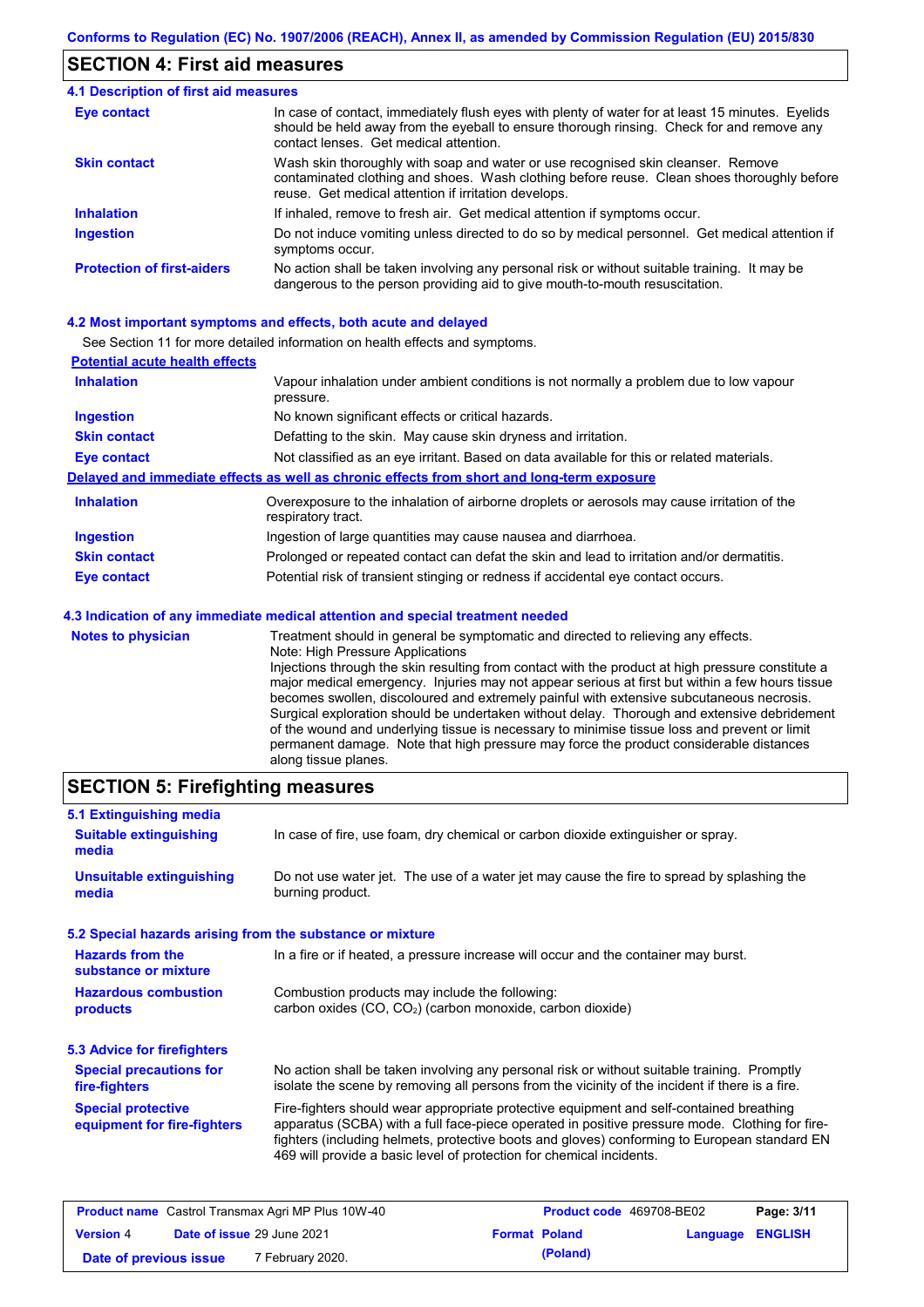## SECTION 4: First aid measures

### 4.1 Description of first aid measures

| | |
|---|---|
| **Eye contact** | In case of contact, immediately flush eyes with plenty of water for at least 15 minutes. Eyelids should be held away from the eyeball to ensure thorough rinsing. Check for and remove any contact lenses. Get medical attention. |
| **Skin contact** | Wash skin thoroughly with soap and water or use recognised skin cleanser. Remove contaminated clothing and shoes. Wash clothing before reuse. Clean shoes thoroughly before reuse. Get medical attention if irritation develops. |
| **Inhalation** | If inhaled, remove to fresh air. Get medical attention if symptoms occur. |
| **Ingestion** | Do not induce vomiting unless directed to do so by medical personnel. Get medical attention if symptoms occur. |
| **Protection of first-aiders** | No action shall be taken involving any personal risk or without suitable training. It may be dangerous to the person providing aid to give mouth-to-mouth resuscitation. |

### 4.2 Most important symptoms and effects, both acute and delayed

See Section 11 for more detailed information on health effects and symptoms.

**Potential acute health effects**

| | |
|---|---|
| **Inhalation** | Vapour inhalation under ambient conditions is not normally a problem due to low vapour pressure. |
| **Ingestion** | No known significant effects or critical hazards. |
| **Skin contact** | Defatting to the skin. May cause skin dryness and irritation. |
| **Eye contact** | Not classified as an eye irritant. Based on data available for this or related materials. |

**Delayed and immediate effects as well as chronic effects from short and long-term exposure**

| | |
|---|---|
| **Inhalation** | Overexposure to the inhalation of airborne droplets or aerosols may cause irritation of the respiratory tract. |
| **Ingestion** | Ingestion of large quantities may cause nausea and diarrhoea. |
| **Skin contact** | Prolonged or repeated contact can defat the skin and lead to irritation and/or dermatitis. |
| **Eye contact** | Potential risk of transient stinging or redness if accidental eye contact occurs. |

### 4.3 Indication of any immediate medical attention and special treatment needed

| | |
|---|---|
| **Notes to physician** | Treatment should in general be symptomatic and directed to relieving any effects. Note: High Pressure Applications Injections through the skin resulting from contact with the product at high pressure constitute a major medical emergency. Injuries may not appear serious at first but within a few hours tissue becomes swollen, discoloured and extremely painful with extensive subcutaneous necrosis. Surgical exploration should be undertaken without delay. Thorough and extensive debridement of the wound and underlying tissue is necessary to minimise tissue loss and prevent or limit permanent damage. Note that high pressure may force the product considerable distances along tissue planes. |

## SECTION 5: Firefighting measures

### 5.1 Extinguishing media

| | |
|---|---|
| **Suitable extinguishing media** | In case of fire, use foam, dry chemical or carbon dioxide extinguisher or spray. |
| **Unsuitable extinguishing media** | Do not use water jet. The use of a water jet may cause the fire to spread by splashing the burning product. |

### 5.2 Special hazards arising from the substance or mixture

| | |
|---|---|
| **Hazards from the substance or mixture** | In a fire or if heated, a pressure increase will occur and the container may burst. |
| **Hazardous combustion products** | Combustion products may include the following: carbon oxides ($CO$, $CO_2$) (carbon monoxide, carbon dioxide) |

### 5.3 Advice for firefighters

| | |
|---|---|
| **Special precautions for fire-fighters** | No action shall be taken involving any personal risk or without suitable training. Promptly isolate the scene by removing all persons from the vicinity of the incident if there is a fire. |
| **Special protective equipment for fire-fighters** | Fire-fighters should wear appropriate protective equipment and self-contained breathing apparatus (SCBA) with a full face-piece operated in positive pressure mode. Clothing for fire-fighters (including helmets, protective boots and gloves) conforming to European standard EN 469 will provide a basic level of protection for chemical incidents. |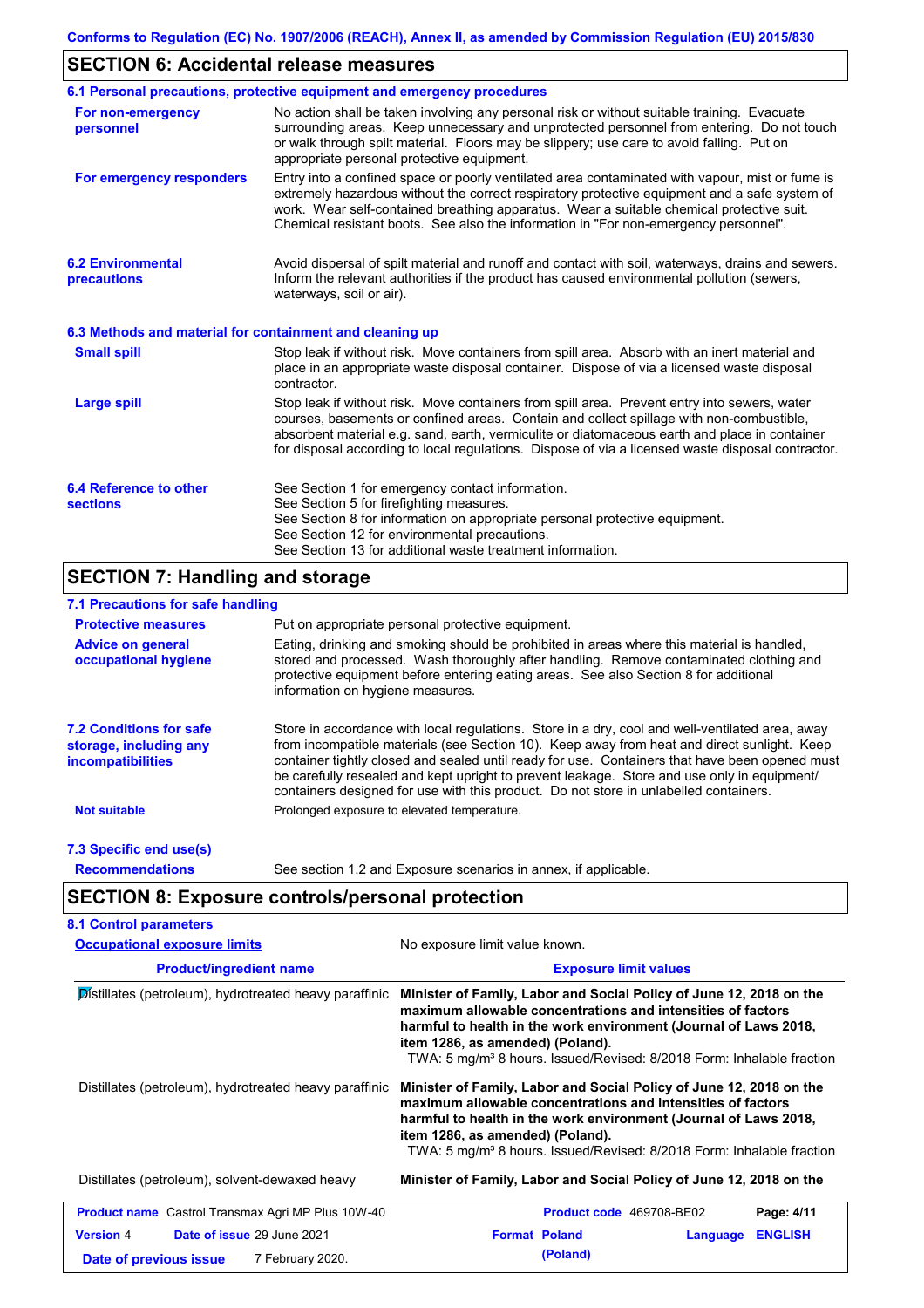## SECTION 6: Accidental release measures

### 6.1 Personal precautions, protective equipment and emergency procedures

**For non-emergency personnel**

No action shall be taken involving any personal risk or without suitable training. Evacuate surrounding areas. Keep unnecessary and unprotected personnel from entering. Do not touch or walk through spilt material. Floors may be slippery; use care to avoid falling. Put on appropriate personal protective equipment.

**For emergency responders**

Entry into a confined space or poorly ventilated area contaminated with vapour, mist or fume is extremely hazardous without the correct respiratory protective equipment and a safe system of work. Wear self-contained breathing apparatus. Wear a suitable chemical protective suit. Chemical resistant boots. See also the information in "For non-emergency personnel".

**6.2 Environmental precautions**

Avoid dispersal of spilt material and runoff and contact with soil, waterways, drains and sewers. Inform the relevant authorities if the product has caused environmental pollution (sewers, waterways, soil or air).

### 6.3 Methods and material for containment and cleaning up

**Small spill**

Stop leak if without risk. Move containers from spill area. Absorb with an inert material and place in an appropriate waste disposal container. Dispose of via a licensed waste disposal contractor.

**Large spill**

Stop leak if without risk. Move containers from spill area. Prevent entry into sewers, water courses, basements or confined areas. Contain and collect spillage with non-combustible, absorbent material e.g. sand, earth, vermiculite or diatomaceous earth and place in container for disposal according to local regulations. Dispose of via a licensed waste disposal contractor.

**6.4 Reference to other sections**

See Section 1 for emergency contact information.
See Section 5 for firefighting measures.
See Section 8 for information on appropriate personal protective equipment.
See Section 12 for environmental precautions.
See Section 13 for additional waste treatment information.

## SECTION 7: Handling and storage

### 7.1 Precautions for safe handling

**Protective measures**

Put on appropriate personal protective equipment.

**Advice on general occupational hygiene**

Eating, drinking and smoking should be prohibited in areas where this material is handled, stored and processed. Wash thoroughly after handling. Remove contaminated clothing and protective equipment before entering eating areas. See also Section 8 for additional information on hygiene measures.

**7.2 Conditions for safe storage, including any incompatibilities**

Store in accordance with local regulations. Store in a dry, cool and well-ventilated area, away from incompatible materials (see Section 10). Keep away from heat and direct sunlight. Keep container tightly closed and sealed until ready for use. Containers that have been opened must be carefully resealed and kept upright to prevent leakage. Store and use only in equipment/ containers designed for use with this product. Do not store in unlabelled containers.

**Not suitable**

Prolonged exposure to elevated temperature.

### 7.3 Specific end use(s)

**Recommendations**

See section 1.2 and Exposure scenarios in annex, if applicable.

## SECTION 8: Exposure controls/personal protection

### 8.1 Control parameters

**Occupational exposure limits**

No exposure limit value known.

| Product/ingredient name | Exposure limit values |
|---|---|
| Distillates (petroleum), hydrotreated heavy paraffinic | **Minister of Family, Labor and Social Policy of June 12, 2018 on the maximum allowable concentrations and intensities of factors harmful to health in the work environment (Journal of Laws 2018, item 1286, as amended) (Poland).** TWA: 5 mg/m³ 8 hours. Issued/Revised: 8/2018 Form: Inhalable fraction |
| Distillates (petroleum), hydrotreated heavy paraffinic | **Minister of Family, Labor and Social Policy of June 12, 2018 on the maximum allowable concentrations and intensities of factors harmful to health in the work environment (Journal of Laws 2018, item 1286, as amended) (Poland).** TWA: 5 mg/m³ 8 hours. Issued/Revised: 8/2018 Form: Inhalable fraction |
| Distillates (petroleum), solvent-dewaxed heavy | **Minister of Family, Labor and Social Policy of June 12, 2018 on the** |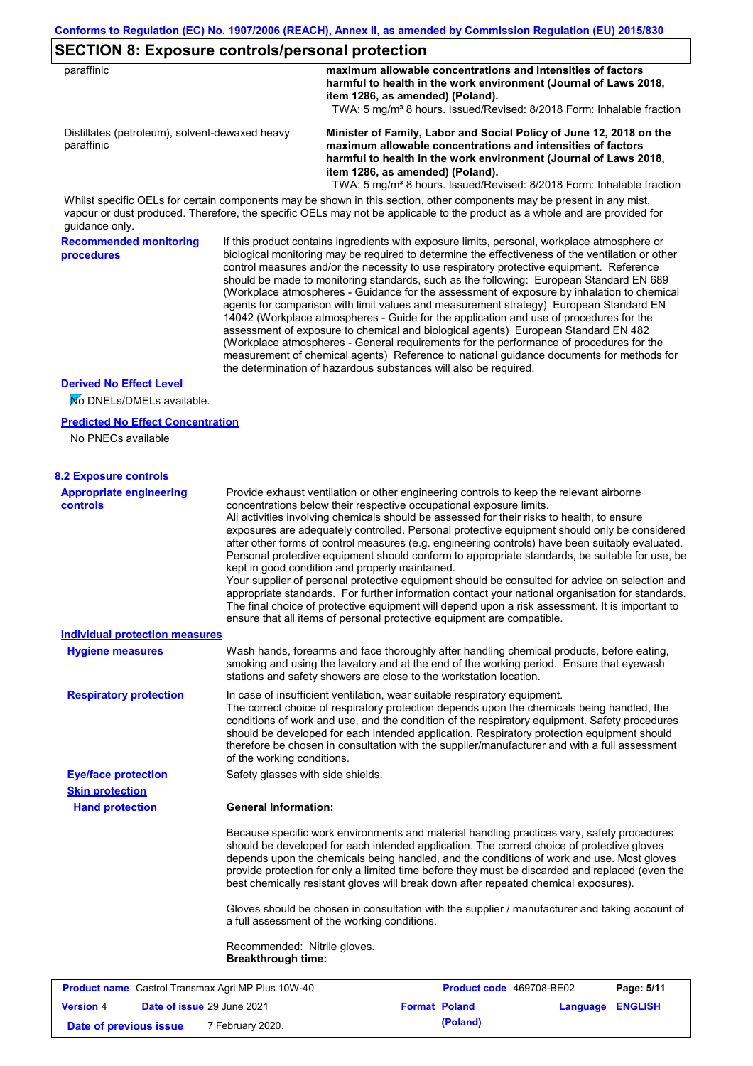## SECTION 8: Exposure controls/personal protection

| | |
|---|---|
| paraffinic | **maximum allowable concentrations and intensities of factors harmful to health in the work environment (Journal of Laws 2018, item 1286, as amended) (Poland).** TWA: 5 mg/m³ 8 hours. Issued/Revised: 8/2018 Form: Inhalable fraction |
| Distillates (petroleum), solvent-dewaxed heavy paraffinic | **Minister of Family, Labor and Social Policy of June 12, 2018 on the maximum allowable concentrations and intensities of factors harmful to health in the work environment (Journal of Laws 2018, item 1286, as amended) (Poland).** TWA: 5 mg/m³ 8 hours. Issued/Revised: 8/2018 Form: Inhalable fraction |

Whilst specific OELs for certain components may be shown in this section, other components may be present in any mist, vapour or dust produced. Therefore, the specific OELs may not be applicable to the product as a whole and are provided for guidance only.

**Recommended monitoring procedures**

If this product contains ingredients with exposure limits, personal, workplace atmosphere or biological monitoring may be required to determine the effectiveness of the ventilation or other control measures and/or the necessity to use respiratory protective equipment. Reference should be made to monitoring standards, such as the following: European Standard EN 689 (Workplace atmospheres - Guidance for the assessment of exposure by inhalation to chemical agents for comparison with limit values and measurement strategy) European Standard EN 14042 (Workplace atmospheres - Guide for the application and use of procedures for the assessment of exposure to chemical and biological agents) European Standard EN 482 (Workplace atmospheres - General requirements for the performance of procedures for the measurement of chemical agents) Reference to national guidance documents for methods for the determination of hazardous substances will also be required.

**Derived No Effect Level**

No DNELs/DMELs available.

**Predicted No Effect Concentration**

No PNECs available

### 8.2 Exposure controls

**Appropriate engineering controls**

Provide exhaust ventilation or other engineering controls to keep the relevant airborne concentrations below their respective occupational exposure limits.
All activities involving chemicals should be assessed for their risks to health, to ensure exposures are adequately controlled. Personal protective equipment should only be considered after other forms of control measures (e.g. engineering controls) have been suitably evaluated. Personal protective equipment should conform to appropriate standards, be suitable for use, be kept in good condition and properly maintained.
Your supplier of personal protective equipment should be consulted for advice on selection and appropriate standards. For further information contact your national organisation for standards.
The final choice of protective equipment will depend upon a risk assessment. It is important to ensure that all items of personal protective equipment are compatible.

**Individual protection measures**

**Hygiene measures**

Wash hands, forearms and face thoroughly after handling chemical products, before eating, smoking and using the lavatory and at the end of the working period. Ensure that eyewash stations and safety showers are close to the workstation location.

**Respiratory protection**

In case of insufficient ventilation, wear suitable respiratory equipment.
The correct choice of respiratory protection depends upon the chemicals being handled, the conditions of work and use, and the condition of the respiratory equipment. Safety procedures should be developed for each intended application. Respiratory protection equipment should therefore be chosen in consultation with the supplier/manufacturer and with a full assessment of the working conditions.

**Eye/face protection**

Safety glasses with side shields.

**Skin protection**

**Hand protection**

**General Information:**

Because specific work environments and material handling practices vary, safety procedures should be developed for each intended application. The correct choice of protective gloves depends upon the chemicals being handled, and the conditions of work and use. Most gloves provide protection for only a limited time before they must be discarded and replaced (even the best chemically resistant gloves will break down after repeated chemical exposures).

Gloves should be chosen in consultation with the supplier / manufacturer and taking account of a full assessment of the working conditions.

Recommended: Nitrile gloves.
**Breakthrough time:**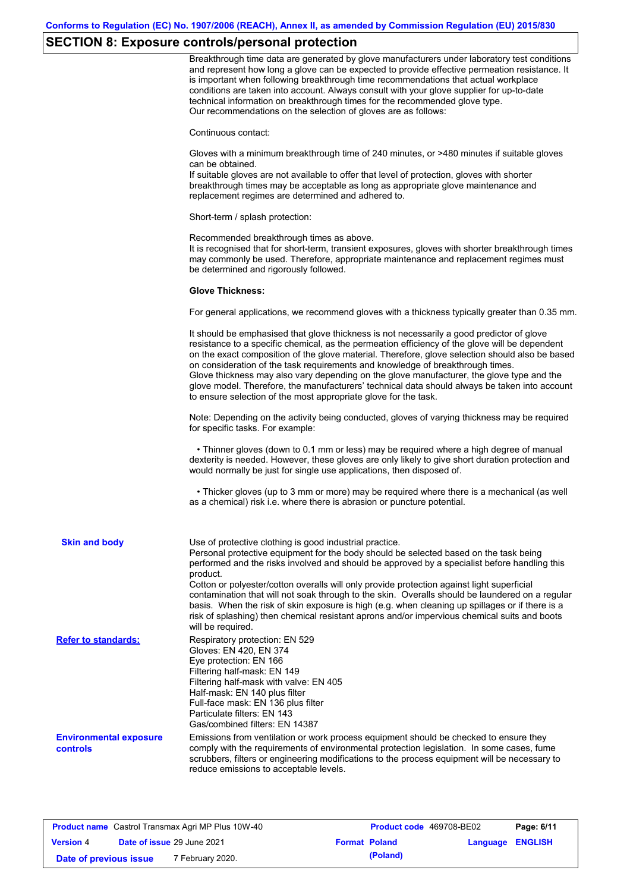## SECTION 8: Exposure controls/personal protection

Breakthrough time data are generated by glove manufacturers under laboratory test conditions and represent how long a glove can be expected to provide effective permeation resistance. It is important when following breakthrough time recommendations that actual workplace conditions are taken into account. Always consult with your glove supplier for up-to-date technical information on breakthrough times for the recommended glove type.
Our recommendations on the selection of gloves are as follows:

Continuous contact:

Gloves with a minimum breakthrough time of 240 minutes, or >480 minutes if suitable gloves can be obtained.
If suitable gloves are not available to offer that level of protection, gloves with shorter breakthrough times may be acceptable as long as appropriate glove maintenance and replacement regimes are determined and adhered to.

Short-term / splash protection:

Recommended breakthrough times as above.
It is recognised that for short-term, transient exposures, gloves with shorter breakthrough times may commonly be used. Therefore, appropriate maintenance and replacement regimes must be determined and rigorously followed.

**Glove Thickness:**

For general applications, we recommend gloves with a thickness typically greater than 0.35 mm.

It should be emphasised that glove thickness is not necessarily a good predictor of glove resistance to a specific chemical, as the permeation efficiency of the glove will be dependent on the exact composition of the glove material. Therefore, glove selection should also be based on consideration of the task requirements and knowledge of breakthrough times.
Glove thickness may also vary depending on the glove manufacturer, the glove type and the glove model. Therefore, the manufacturers' technical data should always be taken into account to ensure selection of the most appropriate glove for the task.

Note: Depending on the activity being conducted, gloves of varying thickness may be required for specific tasks. For example:

- Thinner gloves (down to 0.1 mm or less) may be required where a high degree of manual dexterity is needed. However, these gloves are only likely to give short duration protection and would normally be just for single use applications, then disposed of.

- Thicker gloves (up to 3 mm or more) may be required where there is a mechanical (as well as a chemical) risk i.e. where there is abrasion or puncture potential.

**Skin and body**

Use of protective clothing is good industrial practice.
Personal protective equipment for the body should be selected based on the task being performed and the risks involved and should be approved by a specialist before handling this product.
Cotton or polyester/cotton overalls will only provide protection against light superficial contamination that will not soak through to the skin. Overalls should be laundered on a regular basis. When the risk of skin exposure is high (e.g. when cleaning up spillages or if there is a risk of splashing) then chemical resistant aprons and/or impervious chemical suits and boots will be required.

**Refer to standards:**

Respiratory protection: EN 529
Gloves: EN 420, EN 374
Eye protection: EN 166
Filtering half-mask: EN 149
Filtering half-mask with valve: EN 405
Half-mask: EN 140 plus filter
Full-face mask: EN 136 plus filter
Particulate filters: EN 143
Gas/combined filters: EN 14387

**Environmental exposure controls**

Emissions from ventilation or work process equipment should be checked to ensure they comply with the requirements of environmental protection legislation. In some cases, fume scrubbers, filters or engineering modifications to the process equipment will be necessary to reduce emissions to acceptable levels.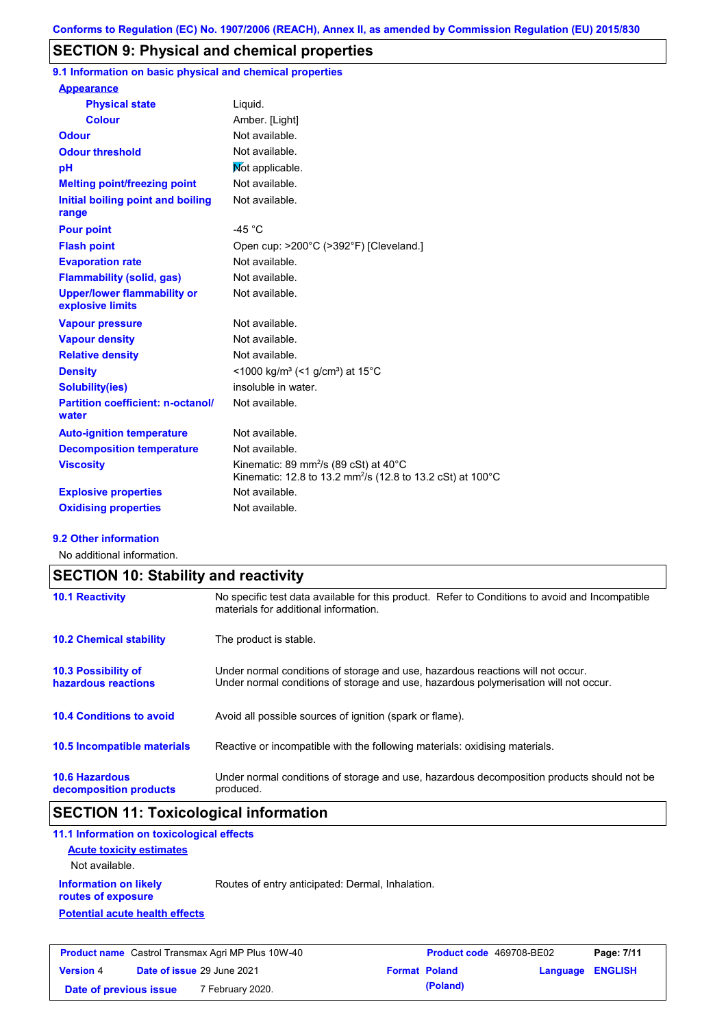## SECTION 9: Physical and chemical properties

### 9.1 Information on basic physical and chemical properties

| Property | Value |
|---|---|
| **Appearance** | |
| Physical state | Liquid. |
| Colour | Amber. [Light] |
| Odour | Not available. |
| Odour threshold | Not available. |
| pH | Not applicable. |
| Melting point/freezing point | Not available. |
| Initial boiling point and boiling range | Not available. |
| Pour point | -45 °C |
| Flash point | Open cup: >200°C (>392°F) [Cleveland.] |
| Evaporation rate | Not available. |
| Flammability (solid, gas) | Not available. |
| Upper/lower flammability or explosive limits | Not available. |
| Vapour pressure | Not available. |
| Vapour density | Not available. |
| Relative density | Not available. |
| Density | <1000 kg/m³ (<1 g/cm³) at 15°C |
| Solubility(ies) | insoluble in water. |
| Partition coefficient: n-octanol/water | Not available. |
| Auto-ignition temperature | Not available. |
| Decomposition temperature | Not available. |
| Viscosity | Kinematic: 89 mm$^2$/s (89 cSt) at 40°C<br>Kinematic: 12.8 to 13.2 mm$^2$/s (12.8 to 13.2 cSt) at 100°C |
| Explosive properties | Not available. |
| Oxidising properties | Not available. |

### 9.2 Other information

No additional information.

## SECTION 10: Stability and reactivity

| | |
|---|---|
| **10.1 Reactivity** | No specific test data available for this product. Refer to Conditions to avoid and Incompatible materials for additional information. |
| **10.2 Chemical stability** | The product is stable. |
| **10.3 Possibility of hazardous reactions** | Under normal conditions of storage and use, hazardous reactions will not occur.<br>Under normal conditions of storage and use, hazardous polymerisation will not occur. |
| **10.4 Conditions to avoid** | Avoid all possible sources of ignition (spark or flame). |
| **10.5 Incompatible materials** | Reactive or incompatible with the following materials: oxidising materials. |
| **10.6 Hazardous decomposition products** | Under normal conditions of storage and use, hazardous decomposition products should not be produced. |

## SECTION 11: Toxicological information

### 11.1 Information on toxicological effects

**Acute toxicity estimates**

Not available.

**Information on likely routes of exposure**: Routes of entry anticipated: Dermal, Inhalation.

**Potential acute health effects**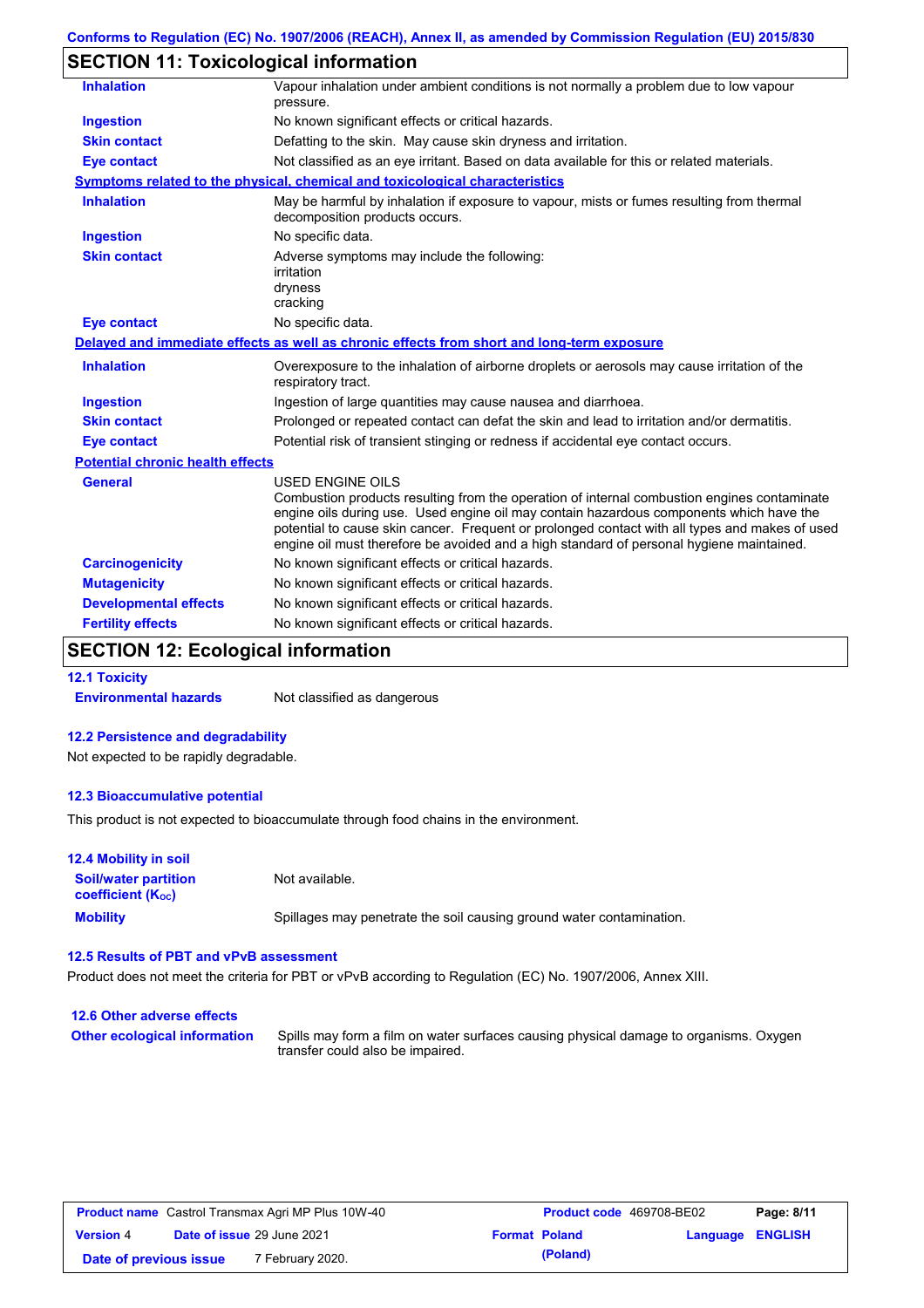## SECTION 11: Toxicological information

| | |
|---|---|
| **Inhalation** | Vapour inhalation under ambient conditions is not normally a problem due to low vapour pressure. |
| **Ingestion** | No known significant effects or critical hazards. |
| **Skin contact** | Defatting to the skin. May cause skin dryness and irritation. |
| **Eye contact** | Not classified as an eye irritant. Based on data available for this or related materials. |

**Symptoms related to the physical, chemical and toxicological characteristics**

| | |
|---|---|
| **Inhalation** | May be harmful by inhalation if exposure to vapour, mists or fumes resulting from thermal decomposition products occurs. |
| **Ingestion** | No specific data. |
| **Skin contact** | Adverse symptoms may include the following:<br>irritation<br>dryness<br>cracking |
| **Eye contact** | No specific data. |

**Delayed and immediate effects as well as chronic effects from short and long-term exposure**

| | |
|---|---|
| **Inhalation** | Overexposure to the inhalation of airborne droplets or aerosols may cause irritation of the respiratory tract. |
| **Ingestion** | Ingestion of large quantities may cause nausea and diarrhoea. |
| **Skin contact** | Prolonged or repeated contact can defat the skin and lead to irritation and/or dermatitis. |
| **Eye contact** | Potential risk of transient stinging or redness if accidental eye contact occurs. |

**Potential chronic health effects**

| | |
|---|---|
| **General** | USED ENGINE OILS<br>Combustion products resulting from the operation of internal combustion engines contaminate engine oils during use. Used engine oil may contain hazardous components which have the potential to cause skin cancer. Frequent or prolonged contact with all types and makes of used engine oil must therefore be avoided and a high standard of personal hygiene maintained. |
| **Carcinogenicity** | No known significant effects or critical hazards. |
| **Mutagenicity** | No known significant effects or critical hazards. |
| **Developmental effects** | No known significant effects or critical hazards. |
| **Fertility effects** | No known significant effects or critical hazards. |

## SECTION 12: Ecological information

### 12.1 Toxicity

**Environmental hazards** Not classified as dangerous

### 12.2 Persistence and degradability

Not expected to be rapidly degradable.

### 12.3 Bioaccumulative potential

This product is not expected to bioaccumulate through food chains in the environment.

### 12.4 Mobility in soil

| | |
|---|---|
| **Soil/water partition coefficient ($K_{OC}$)** | Not available. |
| **Mobility** | Spillages may penetrate the soil causing ground water contamination. |

### 12.5 Results of PBT and vPvB assessment

Product does not meet the criteria for PBT or vPvB according to Regulation (EC) No. 1907/2006, Annex XIII.

### 12.6 Other adverse effects

**Other ecological information** Spills may form a film on water surfaces causing physical damage to organisms. Oxygen transfer could also be impaired.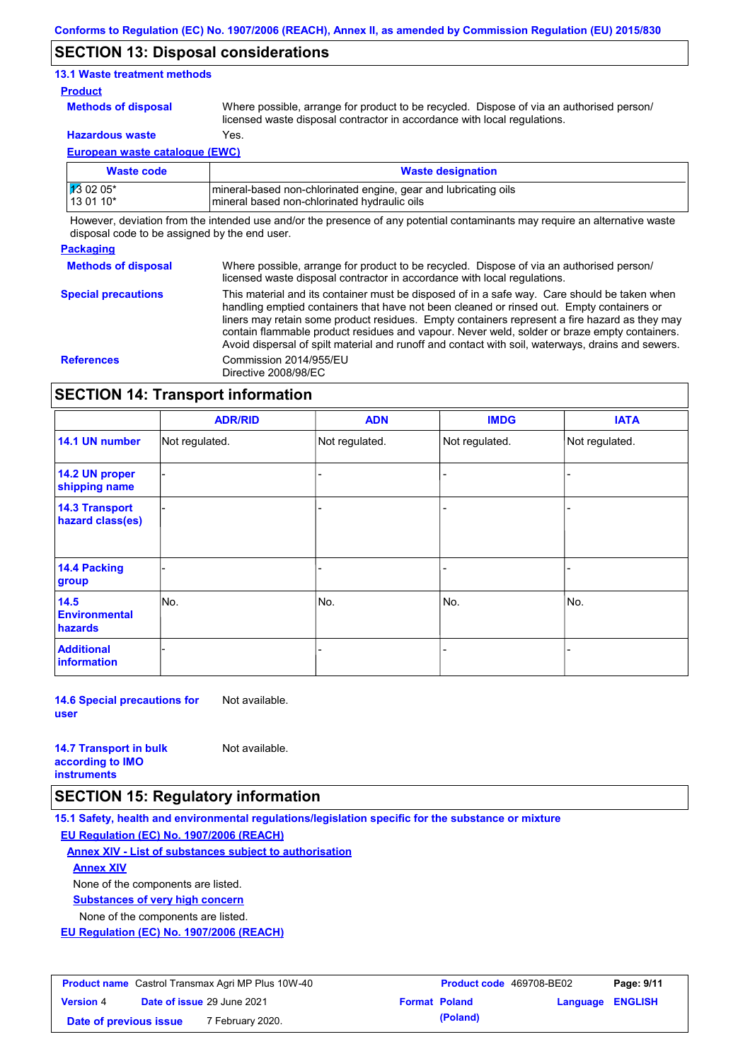## SECTION 13: Disposal considerations

### 13.1 Waste treatment methods

**Product**

**Methods of disposal**: Where possible, arrange for product to be recycled. Dispose of via an authorised person/ licensed waste disposal contractor in accordance with local regulations.

**Hazardous waste**: Yes.

**European waste catalogue (EWC)**

| Waste code | Waste designation |
|---|---|
| 13 02 05* | mineral-based non-chlorinated engine, gear and lubricating oils |
| 13 01 10* | mineral based non-chlorinated hydraulic oils |

However, deviation from the intended use and/or the presence of any potential contaminants may require an alternative waste disposal code to be assigned by the end user.

**Packaging**

**Methods of disposal**: Where possible, arrange for product to be recycled. Dispose of via an authorised person/ licensed waste disposal contractor in accordance with local regulations.

**Special precautions**: This material and its container must be disposed of in a safe way. Care should be taken when handling emptied containers that have not been cleaned or rinsed out. Empty containers or liners may retain some product residues. Empty containers represent a fire hazard as they may contain flammable product residues and vapour. Never weld, solder or braze empty containers. Avoid dispersal of spilt material and runoff and contact with soil, waterways, drains and sewers.

**References**: Commission 2014/955/EU
Directive 2008/98/EC

## SECTION 14: Transport information

| | ADR/RID | ADN | IMDG | IATA |
|---|---|---|---|---|
| 14.1 UN number | Not regulated. | Not regulated. | Not regulated. | Not regulated. |
| 14.2 UN proper shipping name | - | - | - | - |
| 14.3 Transport hazard class(es) | - | - | - | - |
| 14.4 Packing group | - | - | - | - |
| 14.5 Environmental hazards | No. | No. | No. | No. |
| Additional information | - | - | - | - |

**14.6 Special precautions for user**: Not available.

**14.7 Transport in bulk according to IMO instruments**: Not available.

## SECTION 15: Regulatory information

### 15.1 Safety, health and environmental regulations/legislation specific for the substance or mixture

**EU Regulation (EC) No. 1907/2006 (REACH)**

**Annex XIV - List of substances subject to authorisation**

**Annex XIV**

None of the components are listed.

**Substances of very high concern**

None of the components are listed.

**EU Regulation (EC) No. 1907/2006 (REACH)**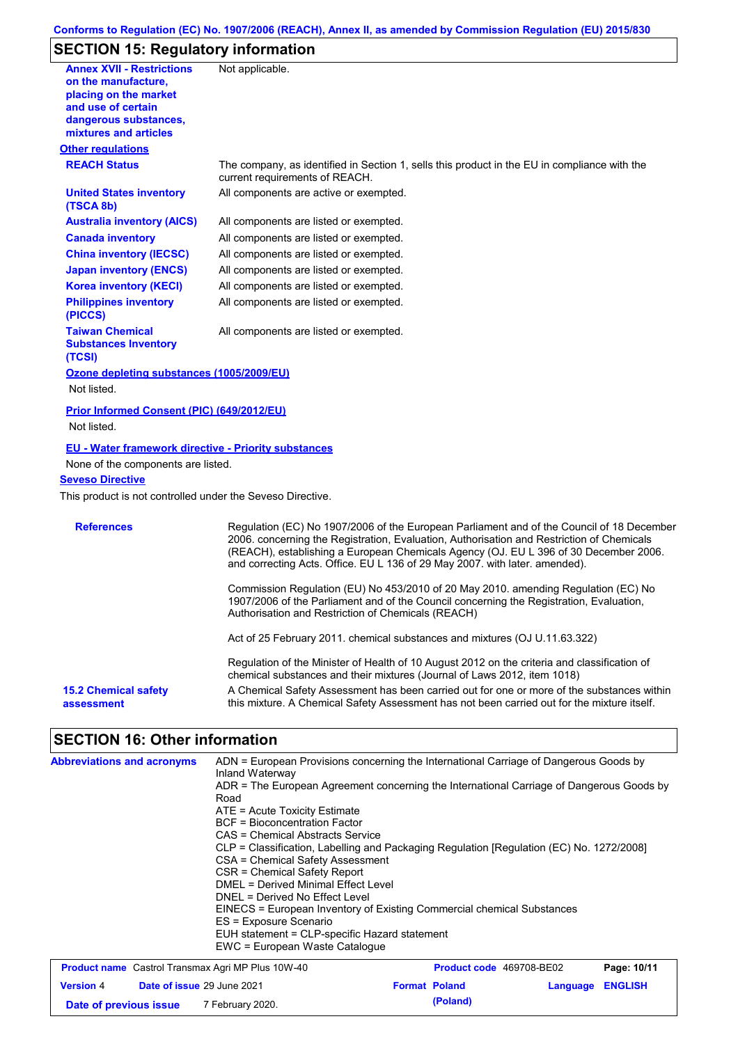## SECTION 15: Regulatory information

| | |
|---|---|
| **Annex XVII - Restrictions on the manufacture, placing on the market and use of certain dangerous substances, mixtures and articles** | Not applicable. |

**Other regulations**

| | |
|---|---|
| **REACH Status** | The company, as identified in Section 1, sells this product in the EU in compliance with the current requirements of REACH. |
| **United States inventory (TSCA 8b)** | All components are active or exempted. |
| **Australia inventory (AICS)** | All components are listed or exempted. |
| **Canada inventory** | All components are listed or exempted. |
| **China inventory (IECSC)** | All components are listed or exempted. |
| **Japan inventory (ENCS)** | All components are listed or exempted. |
| **Korea inventory (KECI)** | All components are listed or exempted. |
| **Philippines inventory (PICCS)** | All components are listed or exempted. |
| **Taiwan Chemical Substances Inventory (TCSI)** | All components are listed or exempted. |

**Ozone depleting substances (1005/2009/EU)**

Not listed.

**Prior Informed Consent (PIC) (649/2012/EU)**

Not listed.

**EU - Water framework directive - Priority substances**

None of the components are listed.

**Seveso Directive**

This product is not controlled under the Seveso Directive.

**References**

Regulation (EC) No 1907/2006 of the European Parliament and of the Council of 18 December 2006. concerning the Registration, Evaluation, Authorisation and Restriction of Chemicals (REACH), establishing a European Chemicals Agency (OJ. EU L 396 of 30 December 2006. and correcting Acts. Office. EU L 136 of 29 May 2007. with later. amended).

Commission Regulation (EU) No 453/2010 of 20 May 2010. amending Regulation (EC) No 1907/2006 of the Parliament and of the Council concerning the Registration, Evaluation, Authorisation and Restriction of Chemicals (REACH)

Act of 25 February 2011. chemical substances and mixtures (OJ U.11.63.322)

Regulation of the Minister of Health of 10 August 2012 on the criteria and classification of chemical substances and their mixtures (Journal of Laws 2012, item 1018)

**15.2 Chemical safety assessment**

A Chemical Safety Assessment has been carried out for one or more of the substances within this mixture. A Chemical Safety Assessment has not been carried out for the mixture itself.

## SECTION 16: Other information

**Abbreviations and acronyms**

ADN = European Provisions concerning the International Carriage of Dangerous Goods by Inland Waterway
ADR = The European Agreement concerning the International Carriage of Dangerous Goods by Road
ATE = Acute Toxicity Estimate
BCF = Bioconcentration Factor
CAS = Chemical Abstracts Service
CLP = Classification, Labelling and Packaging Regulation [Regulation (EC) No. 1272/2008]
CSA = Chemical Safety Assessment
CSR = Chemical Safety Report
DMEL = Derived Minimal Effect Level
DNEL = Derived No Effect Level
EINECS = European Inventory of Existing Commercial chemical Substances
ES = Exposure Scenario
EUH statement = CLP-specific Hazard statement
EWC = European Waste Catalogue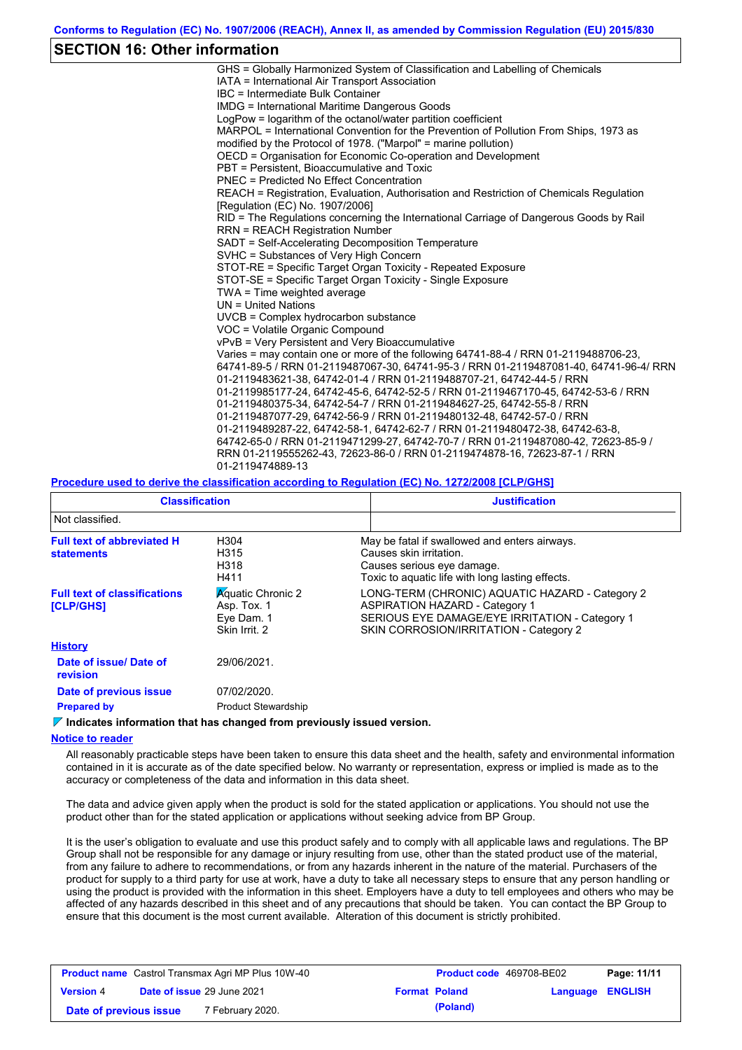## SECTION 16: Other information

GHS = Globally Harmonized System of Classification and Labelling of Chemicals
IATA = International Air Transport Association
IBC = Intermediate Bulk Container
IMDG = International Maritime Dangerous Goods
LogPow = logarithm of the octanol/water partition coefficient
MARPOL = International Convention for the Prevention of Pollution From Ships, 1973 as modified by the Protocol of 1978. ("Marpol" = marine pollution)
OECD = Organisation for Economic Co-operation and Development
PBT = Persistent, Bioaccumulative and Toxic
PNEC = Predicted No Effect Concentration
REACH = Registration, Evaluation, Authorisation and Restriction of Chemicals Regulation [Regulation (EC) No. 1907/2006]
RID = The Regulations concerning the International Carriage of Dangerous Goods by Rail
RRN = REACH Registration Number
SADT = Self-Accelerating Decomposition Temperature
SVHC = Substances of Very High Concern
STOT-RE = Specific Target Organ Toxicity - Repeated Exposure
STOT-SE = Specific Target Organ Toxicity - Single Exposure
TWA = Time weighted average
UN = United Nations
UVCB = Complex hydrocarbon substance
VOC = Volatile Organic Compound
vPvB = Very Persistent and Very Bioaccumulative
Varies = may contain one or more of the following 64741-88-4 / RRN 01-2119488706-23, 64741-89-5 / RRN 01-2119487067-30, 64741-95-3 / RRN 01-2119487081-40, 64741-96-4/ RRN 01-2119483621-38, 64742-01-4 / RRN 01-2119488707-21, 64742-44-5 / RRN 01-2119985177-24, 64742-45-6, 64742-52-5 / RRN 01-2119467170-45, 64742-53-6 / RRN 01-2119480375-34, 64742-54-7 / RRN 01-2119484627-25, 64742-55-8 / RRN 01-2119487077-29, 64742-56-9 / RRN 01-2119480132-48, 64742-57-0 / RRN 01-2119489287-22, 64742-58-1, 64742-62-7 / RRN 01-2119480472-38, 64742-63-8, 64742-65-0 / RRN 01-2119471299-27, 64742-70-7 / RRN 01-2119487080-42, 72623-85-9 / RRN 01-2119555262-43, 72623-86-0 / RRN 01-2119474878-16, 72623-87-1 / RRN 01-2119474889-13

**Procedure used to derive the classification according to Regulation (EC) No. 1272/2008 [CLP/GHS]**

| Classification | Justification |
|---|---|
| Not classified. | |

**Full text of abbreviated H statements**

| | |
|---|---|
| H304 | May be fatal if swallowed and enters airways. |
| H315 | Causes skin irritation. |
| H318 | Causes serious eye damage. |
| H411 | Toxic to aquatic life with long lasting effects. |

**Full text of classifications [CLP/GHS]**

| | |
|---|---|
| Aquatic Chronic 2 | LONG-TERM (CHRONIC) AQUATIC HAZARD - Category 2 |
| Asp. Tox. 1 | ASPIRATION HAZARD - Category 1 |
| Eye Dam. 1 | SERIOUS EYE DAMAGE/EYE IRRITATION - Category 1 |
| Skin Irrit. 2 | SKIN CORROSION/IRRITATION - Category 2 |

**History**

**Date of issue/ Date of revision** 29/06/2021.

**Date of previous issue** 07/02/2020.

**Prepared by** Product Stewardship

**Indicates information that has changed from previously issued version.**

**Notice to reader**

All reasonably practicable steps have been taken to ensure this data sheet and the health, safety and environmental information contained in it is accurate as of the date specified below. No warranty or representation, express or implied is made as to the accuracy or completeness of the data and information in this data sheet.

The data and advice given apply when the product is sold for the stated application or applications. You should not use the product other than for the stated application or applications without seeking advice from BP Group.

It is the user's obligation to evaluate and use this product safely and to comply with all applicable laws and regulations. The BP Group shall not be responsible for any damage or injury resulting from use, other than the stated product use of the material, from any failure to adhere to recommendations, or from any hazards inherent in the nature of the material. Purchasers of the product for supply to a third party for use at work, have a duty to take all necessary steps to ensure that any person handling or using the product is provided with the information in this sheet. Employers have a duty to tell employees and others who may be affected of any hazards described in this sheet and of any precautions that should be taken. You can contact the BP Group to ensure that this document is the most current available. Alteration of this document is strictly prohibited.